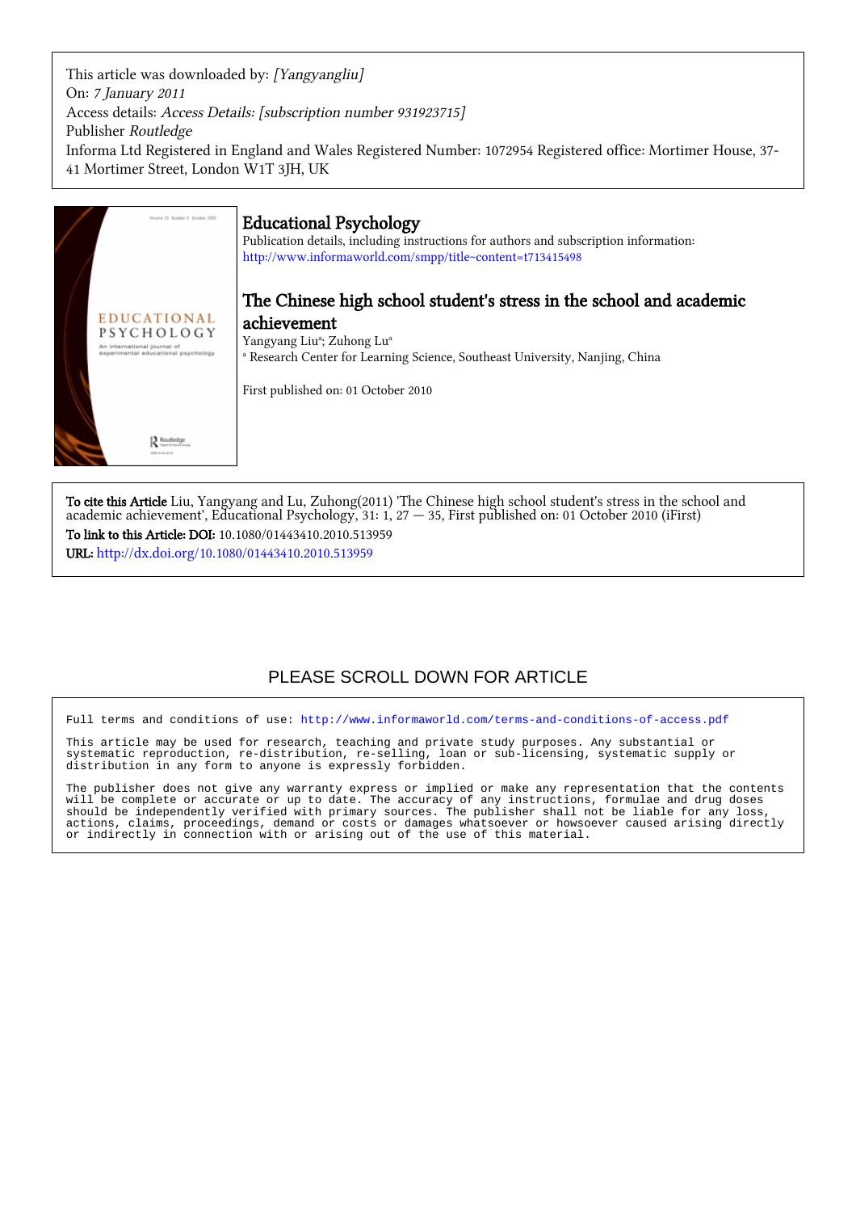This article was downloaded by: *[Yangyangliu]*
On: *7 January 2011*
Access details: *Access Details: [subscription number 931923715]*
Publisher *Routledge*
Informa Ltd Registered in England and Wales Registered Number: 1072954 Registered office: Mortimer House, 37-41 Mortimer Street, London W1T 3JH, UK

# Educational Psychology

Publication details, including instructions for authors and subscription information:
http://www.informaworld.com/smpp/title~content=t713415498

## The Chinese high school student's stress in the school and academic achievement

Yangyang Liu[a]; Zuhong Lu[a]

[a] Research Center for Learning Science, Southeast University, Nanjing, China

First published on: 01 October 2010

**To cite this Article** Liu, Yangyang and Lu, Zuhong(2011) 'The Chinese high school student's stress in the school and academic achievement', Educational Psychology, 31: 1, 27 — 35, First published on: 01 October 2010 (iFirst)

**To link to this Article: DOI:** 10.1080/01443410.2010.513959

**URL:** http://dx.doi.org/10.1080/01443410.2010.513959

PLEASE SCROLL DOWN FOR ARTICLE

Full terms and conditions of use: http://www.informaworld.com/terms-and-conditions-of-access.pdf

This article may be used for research, teaching and private study purposes. Any substantial or systematic reproduction, re-distribution, re-selling, loan or sub-licensing, systematic supply or distribution in any form to anyone is expressly forbidden.

The publisher does not give any warranty express or implied or make any representation that the contents will be complete or accurate or up to date. The accuracy of any instructions, formulae and drug doses should be independently verified with primary sources. The publisher shall not be liable for any loss, actions, claims, proceedings, demand or costs or damages whatsoever or howsoever caused arising directly or indirectly in connection with or arising out of the use of this material.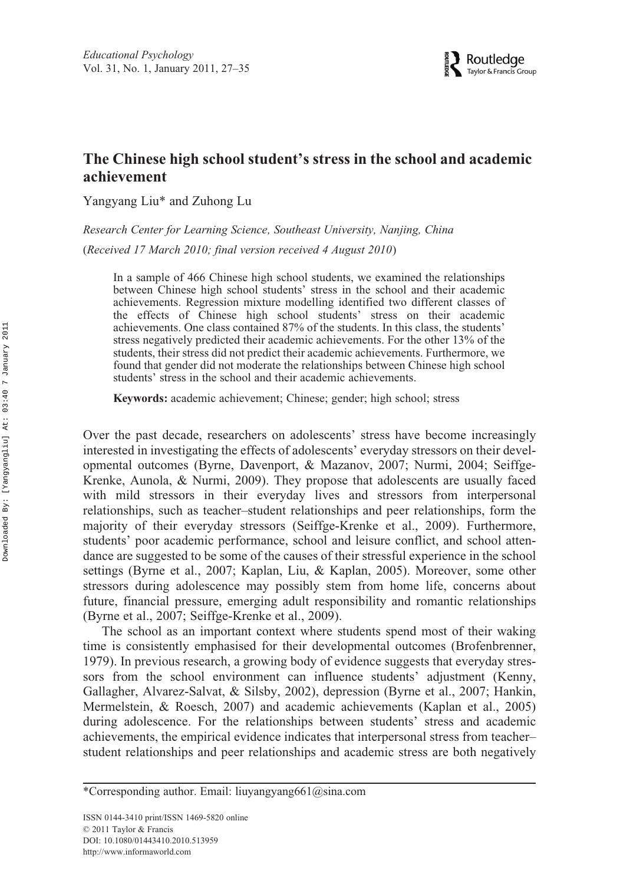# The Chinese high school student's stress in the school and academic achievement

Yangyang Liu* and Zuhong Lu

*Research Center for Learning Science, Southeast University, Nanjing, China*

(*Received 17 March 2010; final version received 4 August 2010*)

> In a sample of 466 Chinese high school students, we examined the relationships between Chinese high school students' stress in the school and their academic achievements. Regression mixture modelling identified two different classes of the effects of Chinese high school students' stress on their academic achievements. One class contained 87% of the students. In this class, the students' stress negatively predicted their academic achievements. For the other 13% of the students, their stress did not predict their academic achievements. Furthermore, we found that gender did not moderate the relationships between Chinese high school students' stress in the school and their academic achievements.
>
> **Keywords:** academic achievement; Chinese; gender; high school; stress

Over the past decade, researchers on adolescents' stress have become increasingly interested in investigating the effects of adolescents' everyday stressors on their developmental outcomes (Byrne, Davenport, & Mazanov, 2007; Nurmi, 2004; Seiffge-Krenke, Aunola, & Nurmi, 2009). They propose that adolescents are usually faced with mild stressors in their everyday lives and stressors from interpersonal relationships, such as teacher–student relationships and peer relationships, form the majority of their everyday stressors (Seiffge-Krenke et al., 2009). Furthermore, students' poor academic performance, school and leisure conflict, and school attendance are suggested to be some of the causes of their stressful experience in the school settings (Byrne et al., 2007; Kaplan, Liu, & Kaplan, 2005). Moreover, some other stressors during adolescence may possibly stem from home life, concerns about future, financial pressure, emerging adult responsibility and romantic relationships (Byrne et al., 2007; Seiffge-Krenke et al., 2009).

The school as an important context where students spend most of their waking time is consistently emphasised for their developmental outcomes (Brofenbrenner, 1979). In previous research, a growing body of evidence suggests that everyday stressors from the school environment can influence students' adjustment (Kenny, Gallagher, Alvarez-Salvat, & Silsby, 2002), depression (Byrne et al., 2007; Hankin, Mermelstein, & Roesch, 2007) and academic achievements (Kaplan et al., 2005) during adolescence. For the relationships between students' stress and academic achievements, the empirical evidence indicates that interpersonal stress from teacher–student relationships and peer relationships and academic stress are both negatively

*Corresponding author. Email: liuyangyang661@sina.com

ISSN 0144-3410 print/ISSN 1469-5820 online
© 2011 Taylor & Francis
DOI: 10.1080/01443410.2010.513959
http://www.informaworld.com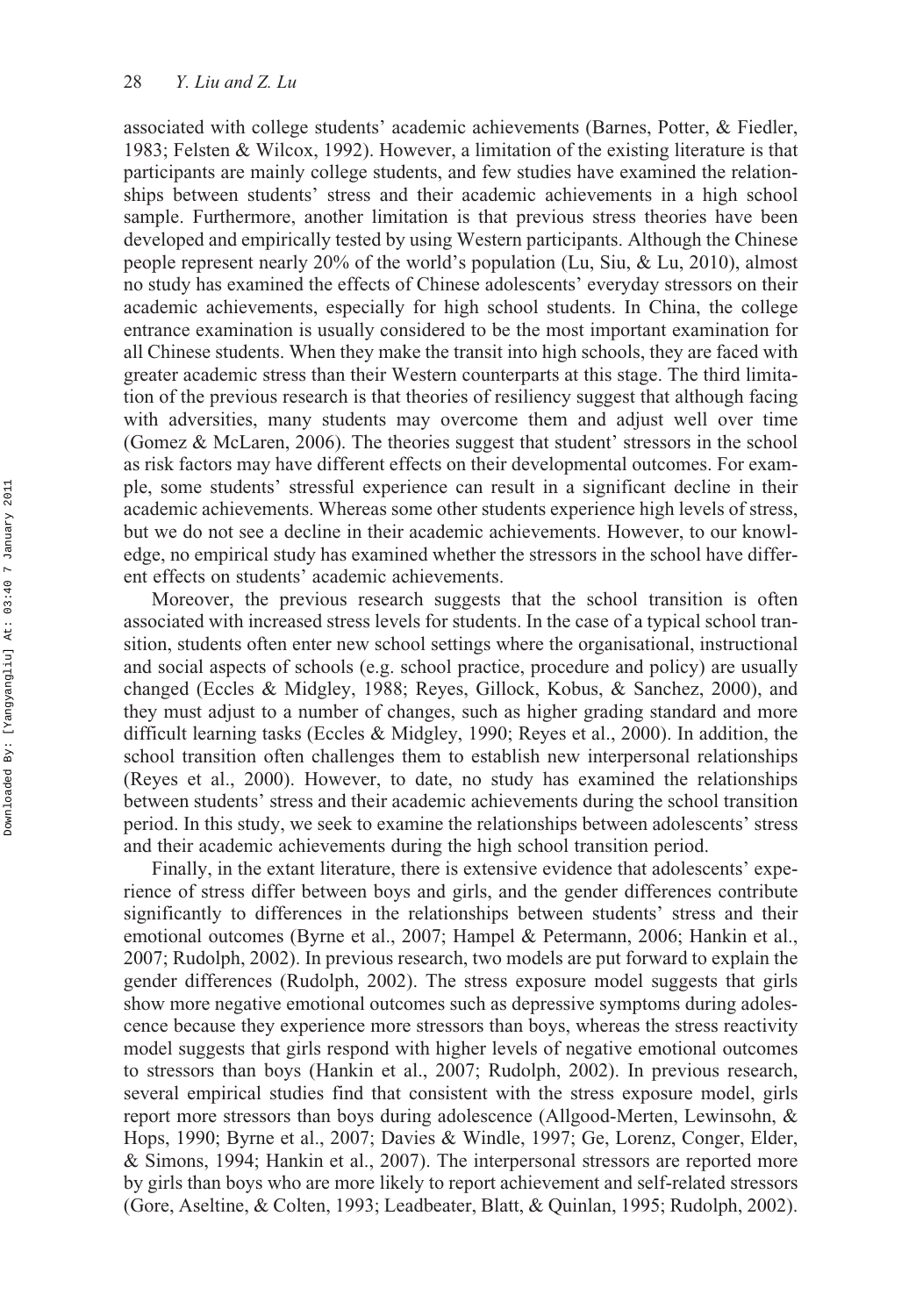associated with college students' academic achievements (Barnes, Potter, & Fiedler, 1983; Felsten & Wilcox, 1992). However, a limitation of the existing literature is that participants are mainly college students, and few studies have examined the relationships between students' stress and their academic achievements in a high school sample. Furthermore, another limitation is that previous stress theories have been developed and empirically tested by using Western participants. Although the Chinese people represent nearly 20% of the world's population (Lu, Siu, & Lu, 2010), almost no study has examined the effects of Chinese adolescents' everyday stressors on their academic achievements, especially for high school students. In China, the college entrance examination is usually considered to be the most important examination for all Chinese students. When they make the transit into high schools, they are faced with greater academic stress than their Western counterparts at this stage. The third limitation of the previous research is that theories of resiliency suggest that although facing with adversities, many students may overcome them and adjust well over time (Gomez & McLaren, 2006). The theories suggest that student' stressors in the school as risk factors may have different effects on their developmental outcomes. For example, some students' stressful experience can result in a significant decline in their academic achievements. Whereas some other students experience high levels of stress, but we do not see a decline in their academic achievements. However, to our knowledge, no empirical study has examined whether the stressors in the school have different effects on students' academic achievements.

Moreover, the previous research suggests that the school transition is often associated with increased stress levels for students. In the case of a typical school transition, students often enter new school settings where the organisational, instructional and social aspects of schools (e.g. school practice, procedure and policy) are usually changed (Eccles & Midgley, 1988; Reyes, Gillock, Kobus, & Sanchez, 2000), and they must adjust to a number of changes, such as higher grading standard and more difficult learning tasks (Eccles & Midgley, 1990; Reyes et al., 2000). In addition, the school transition often challenges them to establish new interpersonal relationships (Reyes et al., 2000). However, to date, no study has examined the relationships between students' stress and their academic achievements during the school transition period. In this study, we seek to examine the relationships between adolescents' stress and their academic achievements during the high school transition period.

Finally, in the extant literature, there is extensive evidence that adolescents' experience of stress differ between boys and girls, and the gender differences contribute significantly to differences in the relationships between students' stress and their emotional outcomes (Byrne et al., 2007; Hampel & Petermann, 2006; Hankin et al., 2007; Rudolph, 2002). In previous research, two models are put forward to explain the gender differences (Rudolph, 2002). The stress exposure model suggests that girls show more negative emotional outcomes such as depressive symptoms during adolescence because they experience more stressors than boys, whereas the stress reactivity model suggests that girls respond with higher levels of negative emotional outcomes to stressors than boys (Hankin et al., 2007; Rudolph, 2002). In previous research, several empirical studies find that consistent with the stress exposure model, girls report more stressors than boys during adolescence (Allgood-Merten, Lewinsohn, & Hops, 1990; Byrne et al., 2007; Davies & Windle, 1997; Ge, Lorenz, Conger, Elder, & Simons, 1994; Hankin et al., 2007). The interpersonal stressors are reported more by girls than boys who are more likely to report achievement and self-related stressors (Gore, Aseltine, & Colten, 1993; Leadbeater, Blatt, & Quinlan, 1995; Rudolph, 2002).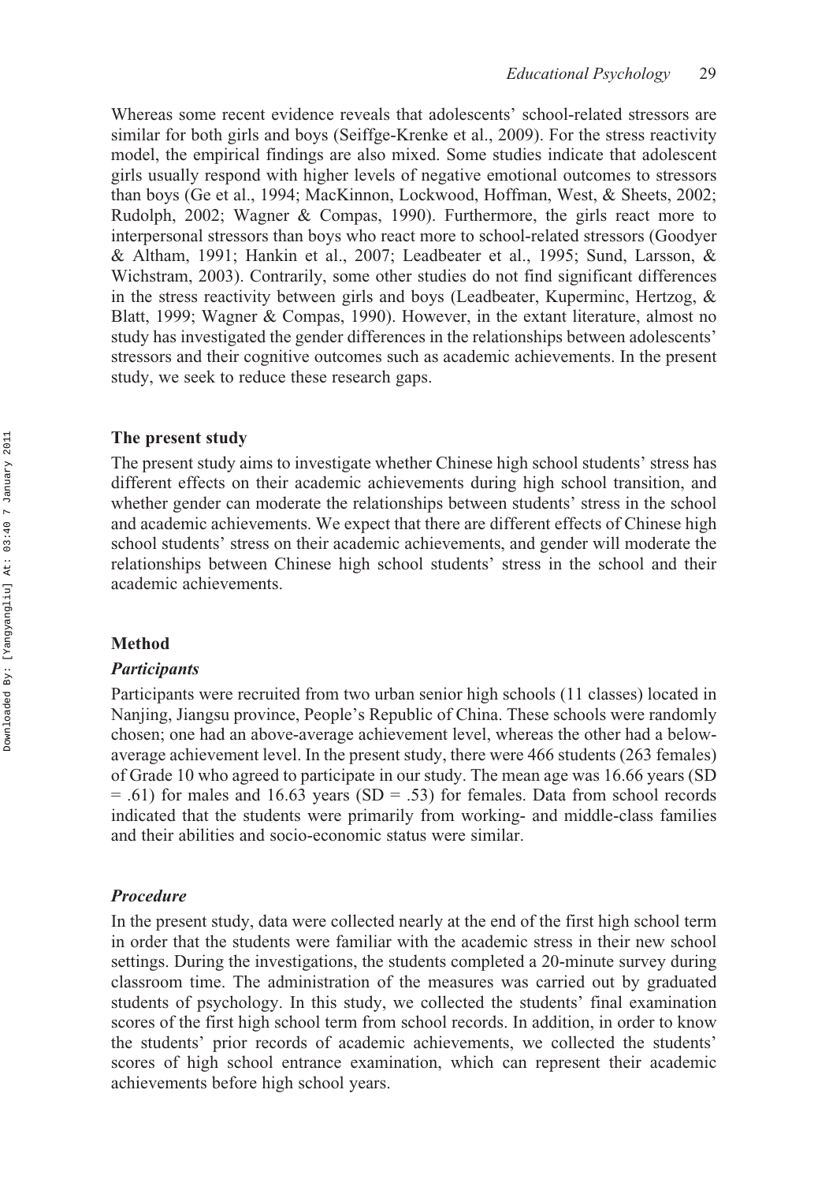Whereas some recent evidence reveals that adolescents' school-related stressors are similar for both girls and boys (Seiffge-Krenke et al., 2009). For the stress reactivity model, the empirical findings are also mixed. Some studies indicate that adolescent girls usually respond with higher levels of negative emotional outcomes to stressors than boys (Ge et al., 1994; MacKinnon, Lockwood, Hoffman, West, & Sheets, 2002; Rudolph, 2002; Wagner & Compas, 1990). Furthermore, the girls react more to interpersonal stressors than boys who react more to school-related stressors (Goodyer & Altham, 1991; Hankin et al., 2007; Leadbeater et al., 1995; Sund, Larsson, & Wichstram, 2003). Contrarily, some other studies do not find significant differences in the stress reactivity between girls and boys (Leadbeater, Kuperminc, Hertzog, & Blatt, 1999; Wagner & Compas, 1990). However, in the extant literature, almost no study has investigated the gender differences in the relationships between adolescents' stressors and their cognitive outcomes such as academic achievements. In the present study, we seek to reduce these research gaps.

## The present study

The present study aims to investigate whether Chinese high school students' stress has different effects on their academic achievements during high school transition, and whether gender can moderate the relationships between students' stress in the school and academic achievements. We expect that there are different effects of Chinese high school students' stress on their academic achievements, and gender will moderate the relationships between Chinese high school students' stress in the school and their academic achievements.

## Method

### *Participants*

Participants were recruited from two urban senior high schools (11 classes) located in Nanjing, Jiangsu province, People's Republic of China. These schools were randomly chosen; one had an above-average achievement level, whereas the other had a below-average achievement level. In the present study, there were 466 students (263 females) of Grade 10 who agreed to participate in our study. The mean age was 16.66 years (SD = .61) for males and 16.63 years (SD = .53) for females. Data from school records indicated that the students were primarily from working- and middle-class families and their abilities and socio-economic status were similar.

### *Procedure*

In the present study, data were collected nearly at the end of the first high school term in order that the students were familiar with the academic stress in their new school settings. During the investigations, the students completed a 20-minute survey during classroom time. The administration of the measures was carried out by graduated students of psychology. In this study, we collected the students' final examination scores of the first high school term from school records. In addition, in order to know the students' prior records of academic achievements, we collected the students' scores of high school entrance examination, which can represent their academic achievements before high school years.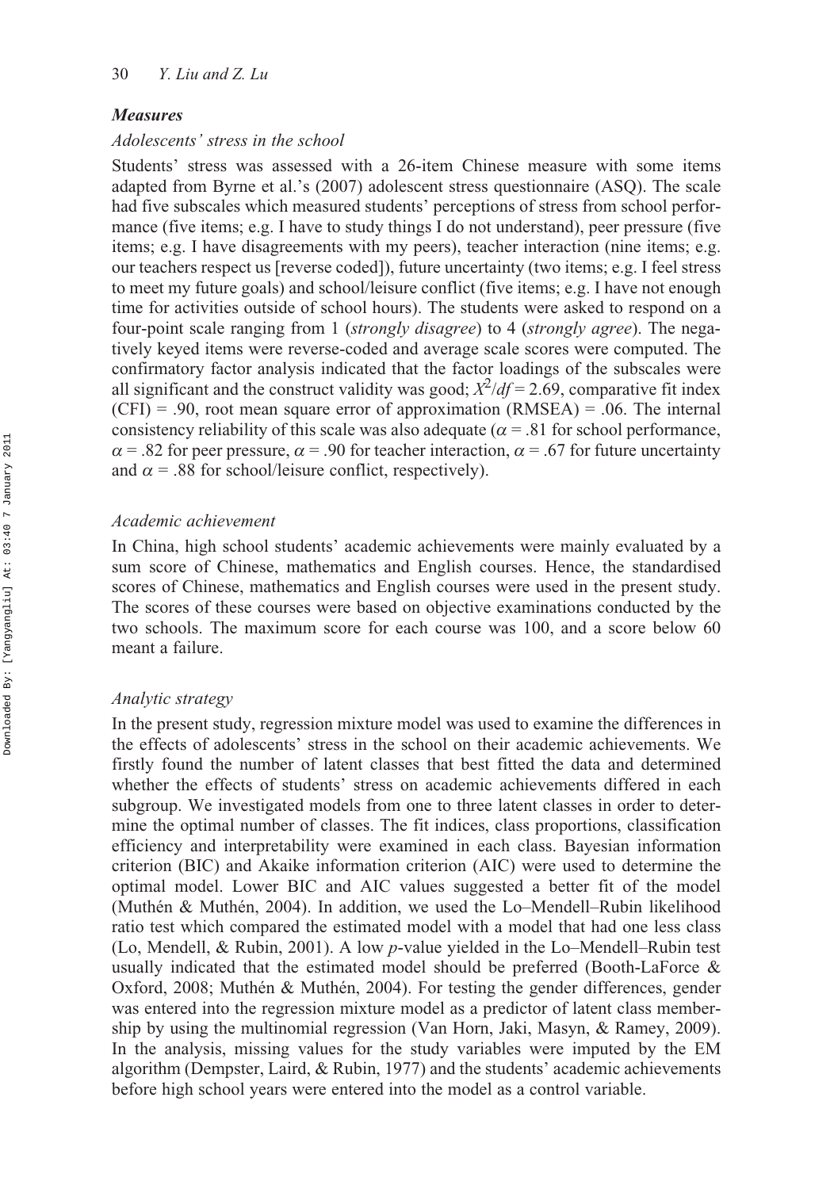### *Measures*

#### *Adolescents' stress in the school*

Students' stress was assessed with a 26-item Chinese measure with some items adapted from Byrne et al.'s (2007) adolescent stress questionnaire (ASQ). The scale had five subscales which measured students' perceptions of stress from school performance (five items; e.g. I have to study things I do not understand), peer pressure (five items; e.g. I have disagreements with my peers), teacher interaction (nine items; e.g. our teachers respect us [reverse coded]), future uncertainty (two items; e.g. I feel stress to meet my future goals) and school/leisure conflict (five items; e.g. I have not enough time for activities outside of school hours). The students were asked to respond on a four-point scale ranging from 1 (*strongly disagree*) to 4 (*strongly agree*). The negatively keyed items were reverse-coded and average scale scores were computed. The confirmatory factor analysis indicated that the factor loadings of the subscales were all significant and the construct validity was good; $X^2/df = 2.69$, comparative fit index (CFI) = .90, root mean square error of approximation (RMSEA) = .06. The internal consistency reliability of this scale was also adequate ($\alpha = .81$ for school performance, $\alpha = .82$ for peer pressure, $\alpha = .90$ for teacher interaction, $\alpha = .67$ for future uncertainty and $\alpha = .88$ for school/leisure conflict, respectively).

#### *Academic achievement*

In China, high school students' academic achievements were mainly evaluated by a sum score of Chinese, mathematics and English courses. Hence, the standardised scores of Chinese, mathematics and English courses were used in the present study. The scores of these courses were based on objective examinations conducted by the two schools. The maximum score for each course was 100, and a score below 60 meant a failure.

#### *Analytic strategy*

In the present study, regression mixture model was used to examine the differences in the effects of adolescents' stress in the school on their academic achievements. We firstly found the number of latent classes that best fitted the data and determined whether the effects of students' stress on academic achievements differed in each subgroup. We investigated models from one to three latent classes in order to determine the optimal number of classes. The fit indices, class proportions, classification efficiency and interpretability were examined in each class. Bayesian information criterion (BIC) and Akaike information criterion (AIC) were used to determine the optimal model. Lower BIC and AIC values suggested a better fit of the model (Muthén & Muthén, 2004). In addition, we used the Lo–Mendell–Rubin likelihood ratio test which compared the estimated model with a model that had one less class (Lo, Mendell, & Rubin, 2001). A low *p*-value yielded in the Lo–Mendell–Rubin test usually indicated that the estimated model should be preferred (Booth-LaForce & Oxford, 2008; Muthén & Muthén, 2004). For testing the gender differences, gender was entered into the regression mixture model as a predictor of latent class membership by using the multinomial regression (Van Horn, Jaki, Masyn, & Ramey, 2009). In the analysis, missing values for the study variables were imputed by the EM algorithm (Dempster, Laird, & Rubin, 1977) and the students' academic achievements before high school years were entered into the model as a control variable.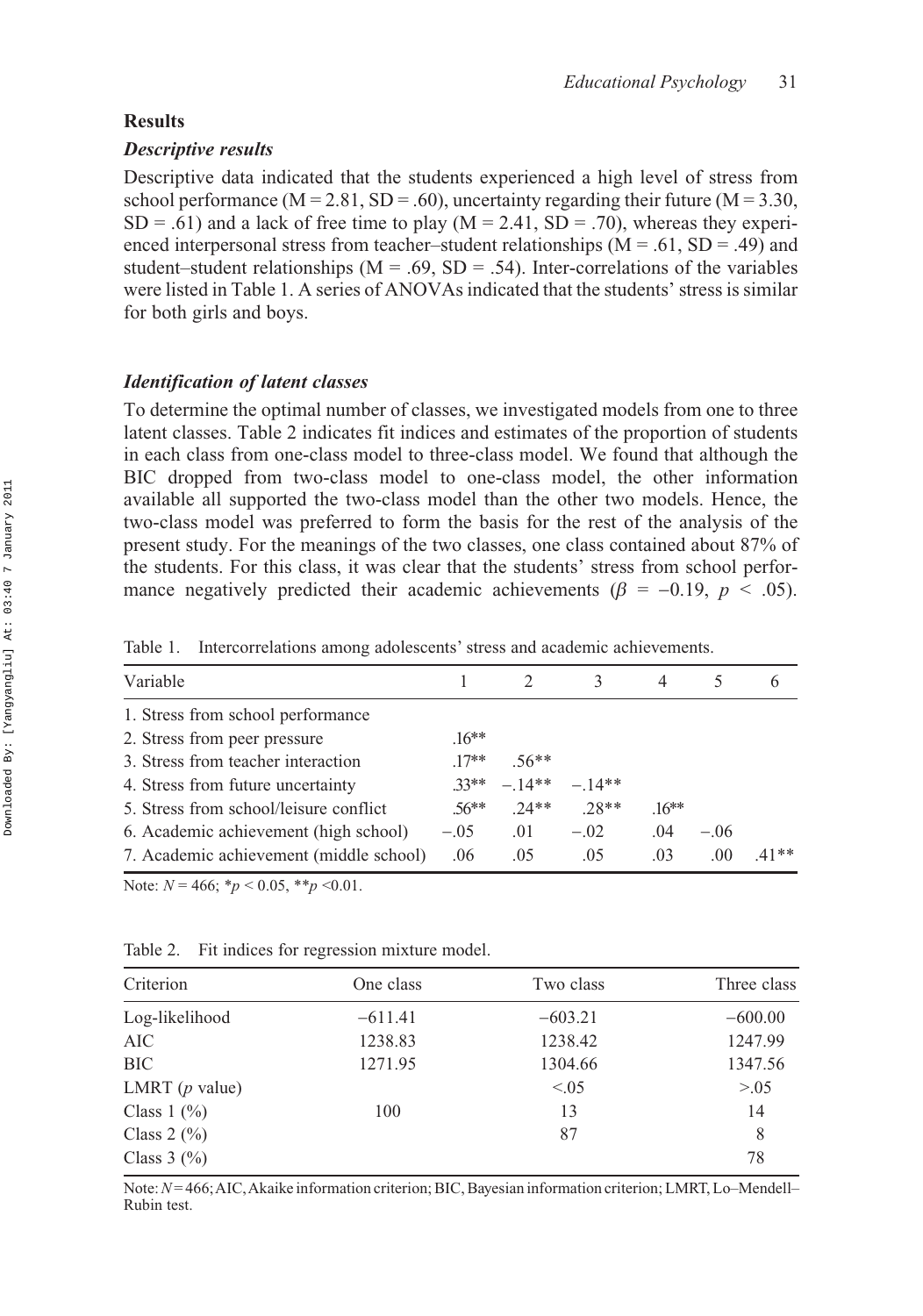## Results

### *Descriptive results*

Descriptive data indicated that the students experienced a high level of stress from school performance (M = 2.81, SD = .60), uncertainty regarding their future (M = 3.30, SD = .61) and a lack of free time to play (M = 2.41, SD = .70), whereas they experienced interpersonal stress from teacher–student relationships (M = .61, SD = .49) and student–student relationships (M = .69, SD = .54). Inter-correlations of the variables were listed in Table 1. A series of ANOVAs indicated that the students' stress is similar for both girls and boys.

### *Identification of latent classes*

To determine the optimal number of classes, we investigated models from one to three latent classes. Table 2 indicates fit indices and estimates of the proportion of students in each class from one-class model to three-class model. We found that although the BIC dropped from two-class model to one-class model, the other information available all supported the two-class model than the other two models. Hence, the two-class model was preferred to form the basis for the rest of the analysis of the present study. For the meanings of the two classes, one class contained about 87% of the students. For this class, it was clear that the students' stress from school performance negatively predicted their academic achievements ($\beta$ = −0.19, $p$ < .05).

Table 1. Intercorrelations among adolescents' stress and academic achievements.

| Variable | 1 | 2 | 3 | 4 | 5 | 6 |
|---|---|---|---|---|---|---|
| 1. Stress from school performance | | | | | | |
| 2. Stress from peer pressure | .16** | | | | | |
| 3. Stress from teacher interaction | .17** | .56** | | | | |
| 4. Stress from future uncertainty | .33** | −.14** | −.14** | | | |
| 5. Stress from school/leisure conflict | .56** | .24** | .28** | .16** | | |
| 6. Academic achievement (high school) | −.05 | .01 | −.02 | .04 | −.06 | |
| 7. Academic achievement (middle school) | .06 | .05 | .05 | .03 | .00 | .41** |

Note: $N$ = 466; *$p$ < 0.05, **$p$ <0.01.

Table 2. Fit indices for regression mixture model.

| Criterion | One class | Two class | Three class |
|---|---|---|---|
| Log-likelihood | −611.41 | −603.21 | −600.00 |
| AIC | 1238.83 | 1238.42 | 1247.99 |
| BIC | 1271.95 | 1304.66 | 1347.56 |
| LMRT ($p$ value) | | <.05 | >.05 |
| Class 1 (%) | 100 | 13 | 14 |
| Class 2 (%) | | 87 | 8 |
| Class 3 (%) | | | 78 |

Note: $N$ = 466; AIC, Akaike information criterion; BIC, Bayesian information criterion; LMRT, Lo–Mendell–Rubin test.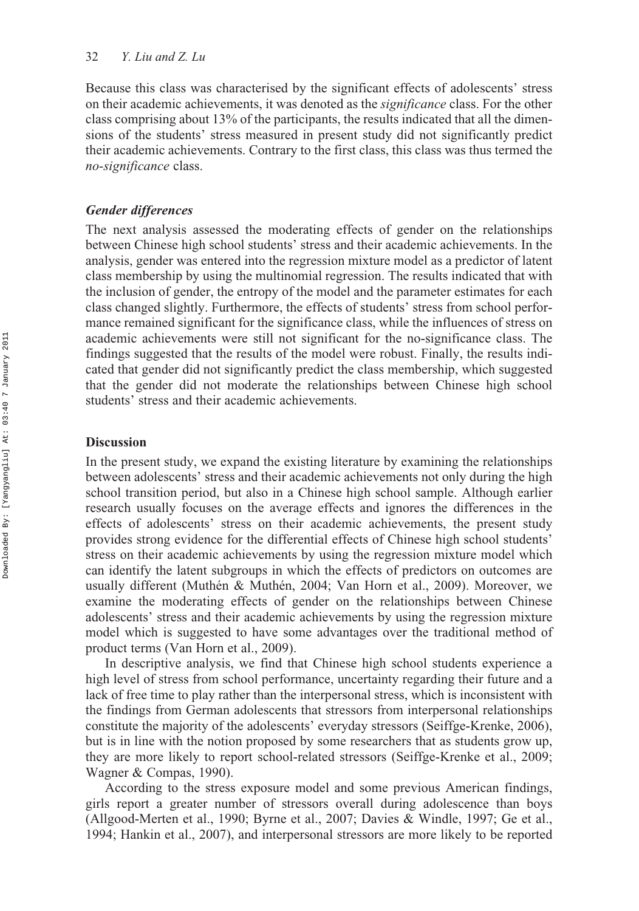Because this class was characterised by the significant effects of adolescents' stress on their academic achievements, it was denoted as the *significance* class. For the other class comprising about 13% of the participants, the results indicated that all the dimensions of the students' stress measured in present study did not significantly predict their academic achievements. Contrary to the first class, this class was thus termed the *no-significance* class.

### *Gender differences*

The next analysis assessed the moderating effects of gender on the relationships between Chinese high school students' stress and their academic achievements. In the analysis, gender was entered into the regression mixture model as a predictor of latent class membership by using the multinomial regression. The results indicated that with the inclusion of gender, the entropy of the model and the parameter estimates for each class changed slightly. Furthermore, the effects of students' stress from school performance remained significant for the significance class, while the influences of stress on academic achievements were still not significant for the no-significance class. The findings suggested that the results of the model were robust. Finally, the results indicated that gender did not significantly predict the class membership, which suggested that the gender did not moderate the relationships between Chinese high school students' stress and their academic achievements.

## Discussion

In the present study, we expand the existing literature by examining the relationships between adolescents' stress and their academic achievements not only during the high school transition period, but also in a Chinese high school sample. Although earlier research usually focuses on the average effects and ignores the differences in the effects of adolescents' stress on their academic achievements, the present study provides strong evidence for the differential effects of Chinese high school students' stress on their academic achievements by using the regression mixture model which can identify the latent subgroups in which the effects of predictors on outcomes are usually different (Muthén & Muthén, 2004; Van Horn et al., 2009). Moreover, we examine the moderating effects of gender on the relationships between Chinese adolescents' stress and their academic achievements by using the regression mixture model which is suggested to have some advantages over the traditional method of product terms (Van Horn et al., 2009).

In descriptive analysis, we find that Chinese high school students experience a high level of stress from school performance, uncertainty regarding their future and a lack of free time to play rather than the interpersonal stress, which is inconsistent with the findings from German adolescents that stressors from interpersonal relationships constitute the majority of the adolescents' everyday stressors (Seiffge-Krenke, 2006), but is in line with the notion proposed by some researchers that as students grow up, they are more likely to report school-related stressors (Seiffge-Krenke et al., 2009; Wagner & Compas, 1990).

According to the stress exposure model and some previous American findings, girls report a greater number of stressors overall during adolescence than boys (Allgood-Merten et al., 1990; Byrne et al., 2007; Davies & Windle, 1997; Ge et al., 1994; Hankin et al., 2007), and interpersonal stressors are more likely to be reported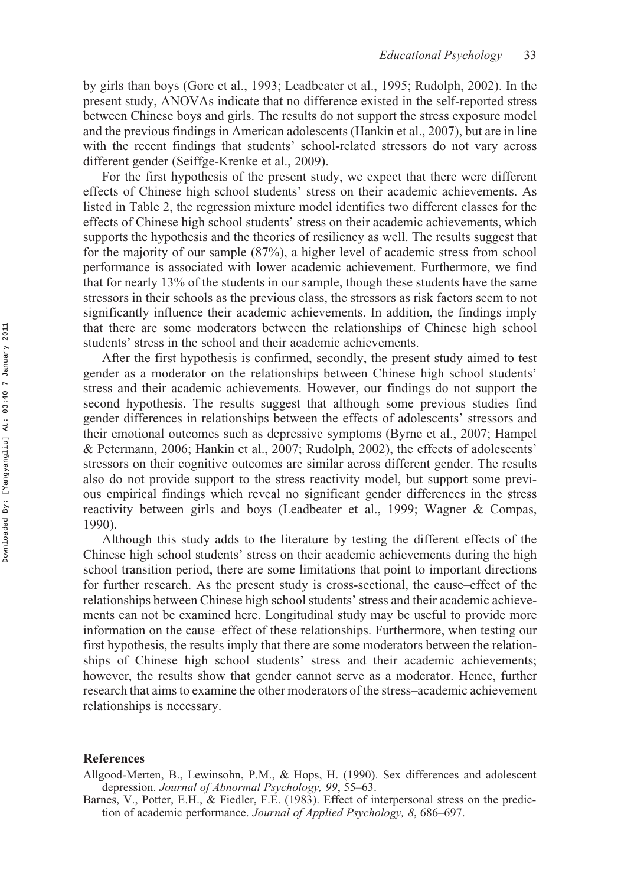by girls than boys (Gore et al., 1993; Leadbeater et al., 1995; Rudolph, 2002). In the present study, ANOVAs indicate that no difference existed in the self-reported stress between Chinese boys and girls. The results do not support the stress exposure model and the previous findings in American adolescents (Hankin et al., 2007), but are in line with the recent findings that students' school-related stressors do not vary across different gender (Seiffge-Krenke et al., 2009).

For the first hypothesis of the present study, we expect that there were different effects of Chinese high school students' stress on their academic achievements. As listed in Table 2, the regression mixture model identifies two different classes for the effects of Chinese high school students' stress on their academic achievements, which supports the hypothesis and the theories of resiliency as well. The results suggest that for the majority of our sample (87%), a higher level of academic stress from school performance is associated with lower academic achievement. Furthermore, we find that for nearly 13% of the students in our sample, though these students have the same stressors in their schools as the previous class, the stressors as risk factors seem to not significantly influence their academic achievements. In addition, the findings imply that there are some moderators between the relationships of Chinese high school students' stress in the school and their academic achievements.

After the first hypothesis is confirmed, secondly, the present study aimed to test gender as a moderator on the relationships between Chinese high school students' stress and their academic achievements. However, our findings do not support the second hypothesis. The results suggest that although some previous studies find gender differences in relationships between the effects of adolescents' stressors and their emotional outcomes such as depressive symptoms (Byrne et al., 2007; Hampel & Petermann, 2006; Hankin et al., 2007; Rudolph, 2002), the effects of adolescents' stressors on their cognitive outcomes are similar across different gender. The results also do not provide support to the stress reactivity model, but support some previous empirical findings which reveal no significant gender differences in the stress reactivity between girls and boys (Leadbeater et al., 1999; Wagner & Compas, 1990).

Although this study adds to the literature by testing the different effects of the Chinese high school students' stress on their academic achievements during the high school transition period, there are some limitations that point to important directions for further research. As the present study is cross-sectional, the cause–effect of the relationships between Chinese high school students' stress and their academic achievements can not be examined here. Longitudinal study may be useful to provide more information on the cause–effect of these relationships. Furthermore, when testing our first hypothesis, the results imply that there are some moderators between the relationships of Chinese high school students' stress and their academic achievements; however, the results show that gender cannot serve as a moderator. Hence, further research that aims to examine the other moderators of the stress–academic achievement relationships is necessary.

## References

Allgood-Merten, B., Lewinsohn, P.M., & Hops, H. (1990). Sex differences and adolescent depression. *Journal of Abnormal Psychology, 99*, 55–63.

Barnes, V., Potter, E.H., & Fiedler, F.E. (1983). Effect of interpersonal stress on the prediction of academic performance. *Journal of Applied Psychology, 8*, 686–697.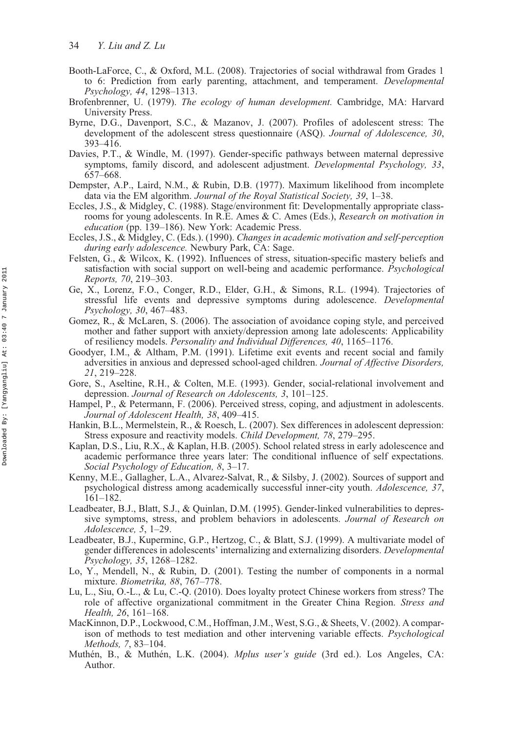Booth-LaForce, C., & Oxford, M.L. (2008). Trajectories of social withdrawal from Grades 1 to 6: Prediction from early parenting, attachment, and temperament. *Developmental Psychology, 44*, 1298–1313.

Brofenbrenner, U. (1979). *The ecology of human development.* Cambridge, MA: Harvard University Press.

Byrne, D.G., Davenport, S.C., & Mazanov, J. (2007). Profiles of adolescent stress: The development of the adolescent stress questionnaire (ASQ). *Journal of Adolescence, 30*, 393–416.

Davies, P.T., & Windle, M. (1997). Gender-specific pathways between maternal depressive symptoms, family discord, and adolescent adjustment. *Developmental Psychology, 33*, 657–668.

Dempster, A.P., Laird, N.M., & Rubin, D.B. (1977). Maximum likelihood from incomplete data via the EM algorithm. *Journal of the Royal Statistical Society, 39*, 1–38.

Eccles, J.S., & Midgley, C. (1988). Stage/environment fit: Developmentally appropriate classrooms for young adolescents. In R.E. Ames & C. Ames (Eds.), *Research on motivation in education* (pp. 139–186). New York: Academic Press.

Eccles, J.S., & Midgley, C. (Eds.). (1990). *Changes in academic motivation and self-perception during early adolescence.* Newbury Park, CA: Sage.

Felsten, G., & Wilcox, K. (1992). Influences of stress, situation-specific mastery beliefs and satisfaction with social support on well-being and academic performance. *Psychological Reports, 70*, 219–303.

Ge, X., Lorenz, F.O., Conger, R.D., Elder, G.H., & Simons, R.L. (1994). Trajectories of stressful life events and depressive symptoms during adolescence. *Developmental Psychology, 30*, 467–483.

Gomez, R., & McLaren, S. (2006). The association of avoidance coping style, and perceived mother and father support with anxiety/depression among late adolescents: Applicability of resiliency models. *Personality and Individual Differences, 40*, 1165–1176.

Goodyer, I.M., & Altham, P.M. (1991). Lifetime exit events and recent social and family adversities in anxious and depressed school-aged children. *Journal of Affective Disorders, 21*, 219–228.

Gore, S., Aseltine, R.H., & Colten, M.E. (1993). Gender, social-relational involvement and depression. *Journal of Research on Adolescents, 3*, 101–125.

Hampel, P., & Petermann, F. (2006). Perceived stress, coping, and adjustment in adolescents. *Journal of Adolescent Health, 38*, 409–415.

Hankin, B.L., Mermelstein, R., & Roesch, L. (2007). Sex differences in adolescent depression: Stress exposure and reactivity models. *Child Development, 78*, 279–295.

Kaplan, D.S., Liu, R.X., & Kaplan, H.B. (2005). School related stress in early adolescence and academic performance three years later: The conditional influence of self expectations. *Social Psychology of Education, 8*, 3–17.

Kenny, M.E., Gallagher, L.A., Alvarez-Salvat, R., & Silsby, J. (2002). Sources of support and psychological distress among academically successful inner-city youth. *Adolescence, 37*, 161–182.

Leadbeater, B.J., Blatt, S.J., & Quinlan, D.M. (1995). Gender-linked vulnerabilities to depressive symptoms, stress, and problem behaviors in adolescents. *Journal of Research on Adolescence, 5*, 1–29.

Leadbeater, B.J., Kuperminc, G.P., Hertzog, C., & Blatt, S.J. (1999). A multivariate model of gender differences in adolescents' internalizing and externalizing disorders. *Developmental Psychology, 35*, 1268–1282.

Lo, Y., Mendell, N., & Rubin, D. (2001). Testing the number of components in a normal mixture. *Biometrika, 88*, 767–778.

Lu, L., Siu, O.-L., & Lu, C.-Q. (2010). Does loyalty protect Chinese workers from stress? The role of affective organizational commitment in the Greater China Region. *Stress and Health, 26*, 161–168.

MacKinnon, D.P., Lockwood, C.M., Hoffman, J.M., West, S.G., & Sheets, V. (2002). A comparison of methods to test mediation and other intervening variable effects. *Psychological Methods, 7*, 83–104.

Muthén, B., & Muthén, L.K. (2004). *Mplus user's guide* (3rd ed.). Los Angeles, CA: Author.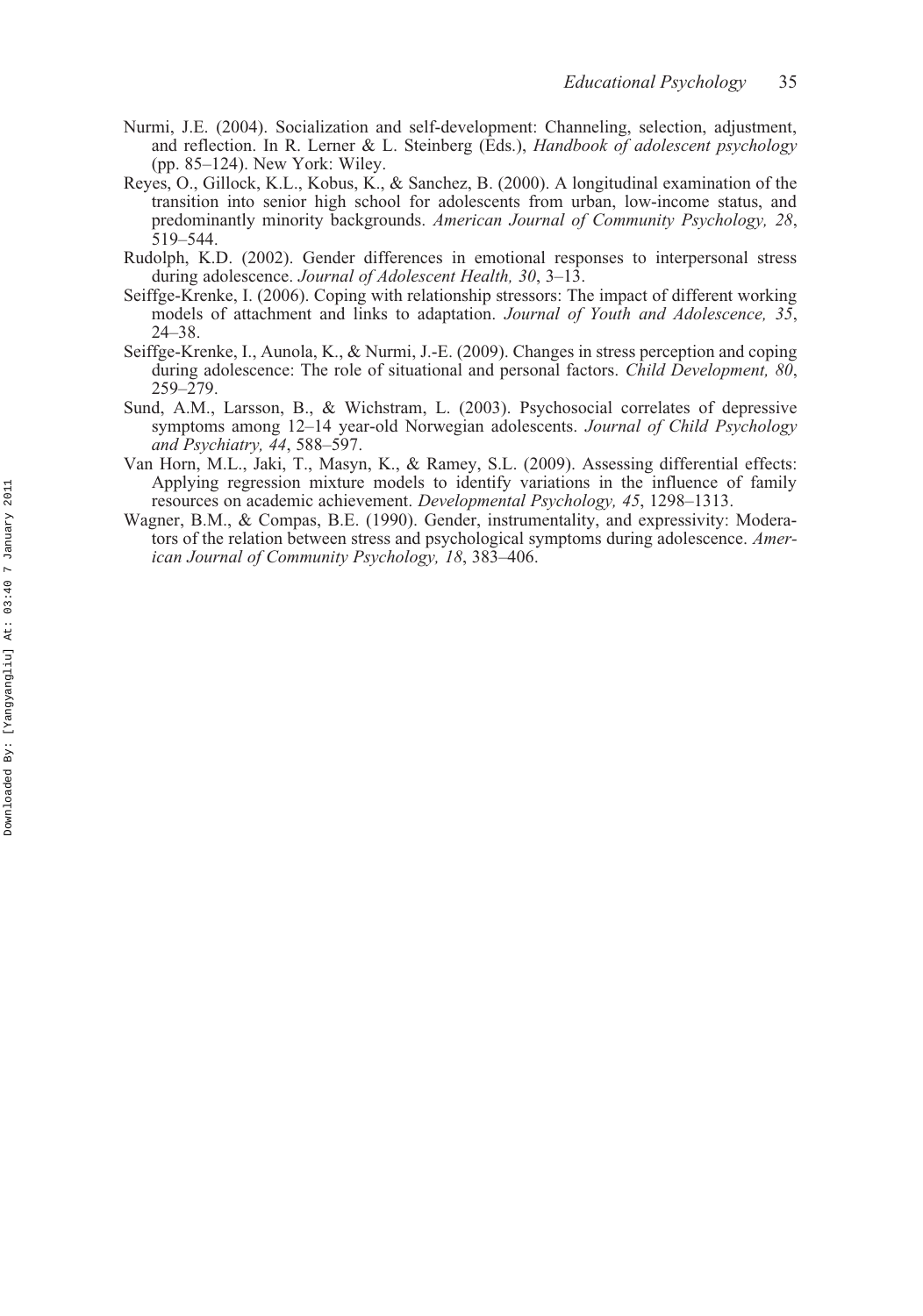Nurmi, J.E. (2004). Socialization and self-development: Channeling, selection, adjustment, and reflection. In R. Lerner & L. Steinberg (Eds.), *Handbook of adolescent psychology* (pp. 85–124). New York: Wiley.

Reyes, O., Gillock, K.L., Kobus, K., & Sanchez, B. (2000). A longitudinal examination of the transition into senior high school for adolescents from urban, low-income status, and predominantly minority backgrounds. *American Journal of Community Psychology, 28*, 519–544.

Rudolph, K.D. (2002). Gender differences in emotional responses to interpersonal stress during adolescence. *Journal of Adolescent Health, 30*, 3–13.

Seiffge-Krenke, I. (2006). Coping with relationship stressors: The impact of different working models of attachment and links to adaptation. *Journal of Youth and Adolescence, 35*, 24–38.

Seiffge-Krenke, I., Aunola, K., & Nurmi, J.-E. (2009). Changes in stress perception and coping during adolescence: The role of situational and personal factors. *Child Development, 80*, 259–279.

Sund, A.M., Larsson, B., & Wichstram, L. (2003). Psychosocial correlates of depressive symptoms among 12–14 year-old Norwegian adolescents. *Journal of Child Psychology and Psychiatry, 44*, 588–597.

Van Horn, M.L., Jaki, T., Masyn, K., & Ramey, S.L. (2009). Assessing differential effects: Applying regression mixture models to identify variations in the influence of family resources on academic achievement. *Developmental Psychology, 45*, 1298–1313.

Wagner, B.M., & Compas, B.E. (1990). Gender, instrumentality, and expressivity: Moderators of the relation between stress and psychological symptoms during adolescence. *American Journal of Community Psychology, 18*, 383–406.